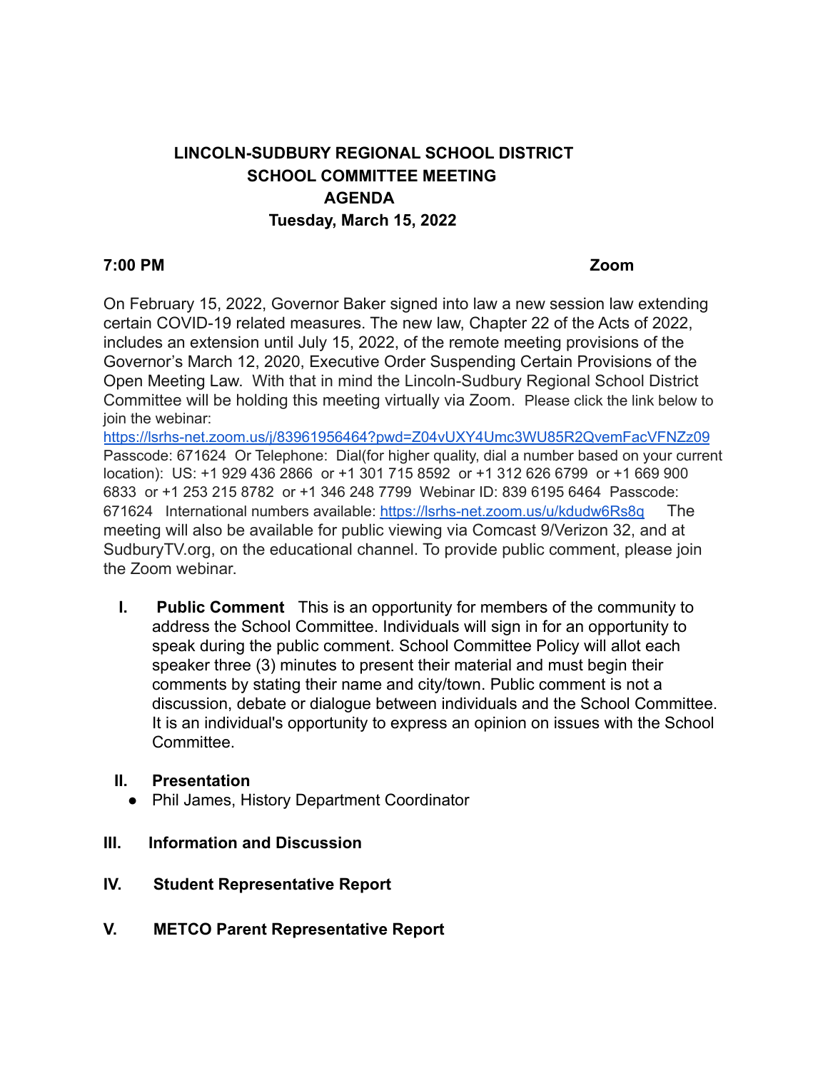# LINCOLN-SUDBURY REGIONAL SCHOOL DISTRICT
## SCHOOL COMMITTEE MEETING
## AGENDA
## Tuesday, March 15, 2022

**7:00 PM** **Zoom**

On February 15, 2022, Governor Baker signed into law a new session law extending certain COVID-19 related measures. The new law, Chapter 22 of the Acts of 2022, includes an extension until July 15, 2022, of the remote meeting provisions of the Governor's March 12, 2020, Executive Order Suspending Certain Provisions of the Open Meeting Law. With that in mind the Lincoln-Sudbury Regional School District Committee will be holding this meeting virtually via Zoom. Please click the link below to join the webinar: [https://lsrhs-net.zoom.us/j/83961956464?pwd=Z04vUXY4Umc3WU85R2QvemFacVFNZz09](https://lsrhs-net.zoom.us/j/83961956464?pwd=Z04vUXY4Umc3WU85R2QvemFacVFNZz09) Passcode: 671624 Or Telephone: Dial(for higher quality, dial a number based on your current location): US: +1 929 436 2866 or +1 301 715 8592 or +1 312 626 6799 or +1 669 900 6833 or +1 253 215 8782 or +1 346 248 7799 Webinar ID: 839 6195 6464 Passcode: 671624 International numbers available: [https://lsrhs-net.zoom.us/u/kdudw6Rs8q](https://lsrhs-net.zoom.us/u/kdudw6Rs8q) The meeting will also be available for public viewing via Comcast 9/Verizon 32, and at SudburyTV.org, on the educational channel. To provide public comment, please join the Zoom webinar.

I. **Public Comment** This is an opportunity for members of the community to address the School Committee. Individuals will sign in for an opportunity to speak during the public comment. School Committee Policy will allot each speaker three (3) minutes to present their material and must begin their comments by stating their name and city/town. Public comment is not a discussion, debate or dialogue between individuals and the School Committee. It is an individual's opportunity to express an opinion on issues with the School Committee.

II. **Presentation**
- Phil James, History Department Coordinator

III. **Information and Discussion**

IV. **Student Representative Report**

V. **METCO Parent Representative Report**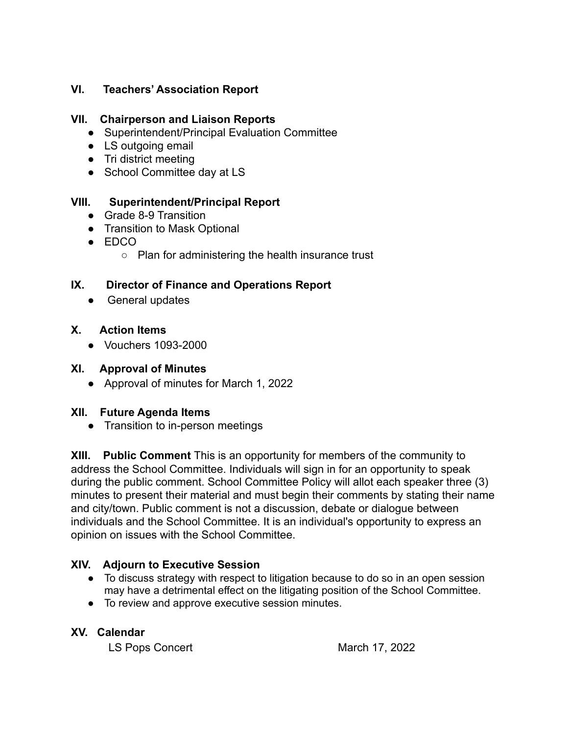## VI. Teachers' Association Report

## VII. Chairperson and Liaison Reports

- Superintendent/Principal Evaluation Committee
- LS outgoing email
- Tri district meeting
- School Committee day at LS

## VIII. Superintendent/Principal Report

- Grade 8-9 Transition
- Transition to Mask Optional
- EDCO
  - Plan for administering the health insurance trust

## IX. Director of Finance and Operations Report

- General updates

## X. Action Items

- Vouchers 1093-2000

## XI. Approval of Minutes

- Approval of minutes for March 1, 2022

## XII. Future Agenda Items

- Transition to in-person meetings

**XIII. Public Comment** This is an opportunity for members of the community to address the School Committee. Individuals will sign in for an opportunity to speak during the public comment. School Committee Policy will allot each speaker three (3) minutes to present their material and must begin their comments by stating their name and city/town. Public comment is not a discussion, debate or dialogue between individuals and the School Committee. It is an individual's opportunity to express an opinion on issues with the School Committee.

## XIV. Adjourn to Executive Session

- To discuss strategy with respect to litigation because to do so in an open session may have a detrimental effect on the litigating position of the School Committee.
- To review and approve executive session minutes.

## XV. Calendar

| Event | Date |
| --- | --- |
| LS Pops Concert | March 17, 2022 |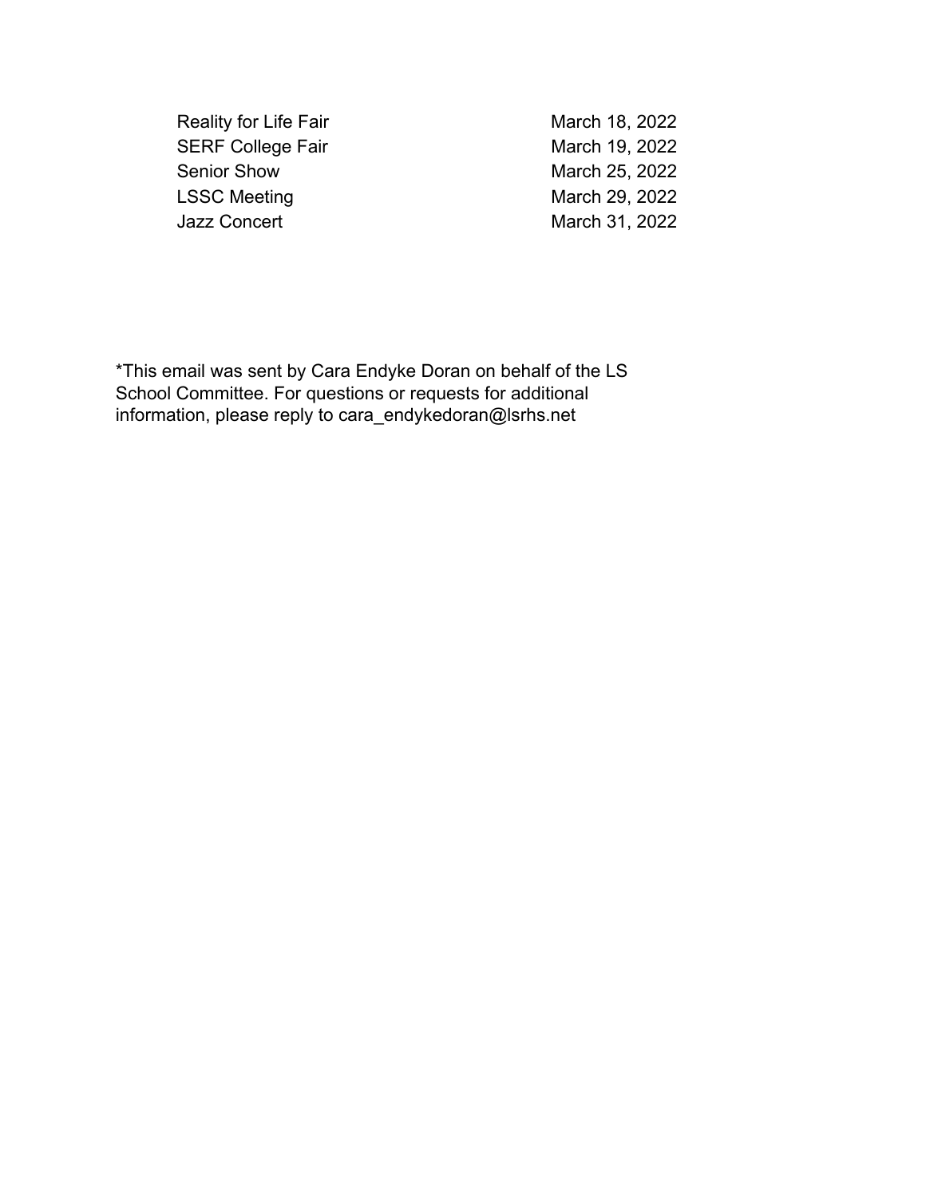| | |
|---|---|
| Reality for Life Fair | March 18, 2022 |
| SERF College Fair | March 19, 2022 |
| Senior Show | March 25, 2022 |
| LSSC Meeting | March 29, 2022 |
| Jazz Concert | March 31, 2022 |

*This email was sent by Cara Endyke Doran on behalf of the LS School Committee. For questions or requests for additional information, please reply to cara_endykedoran@lsrhs.net